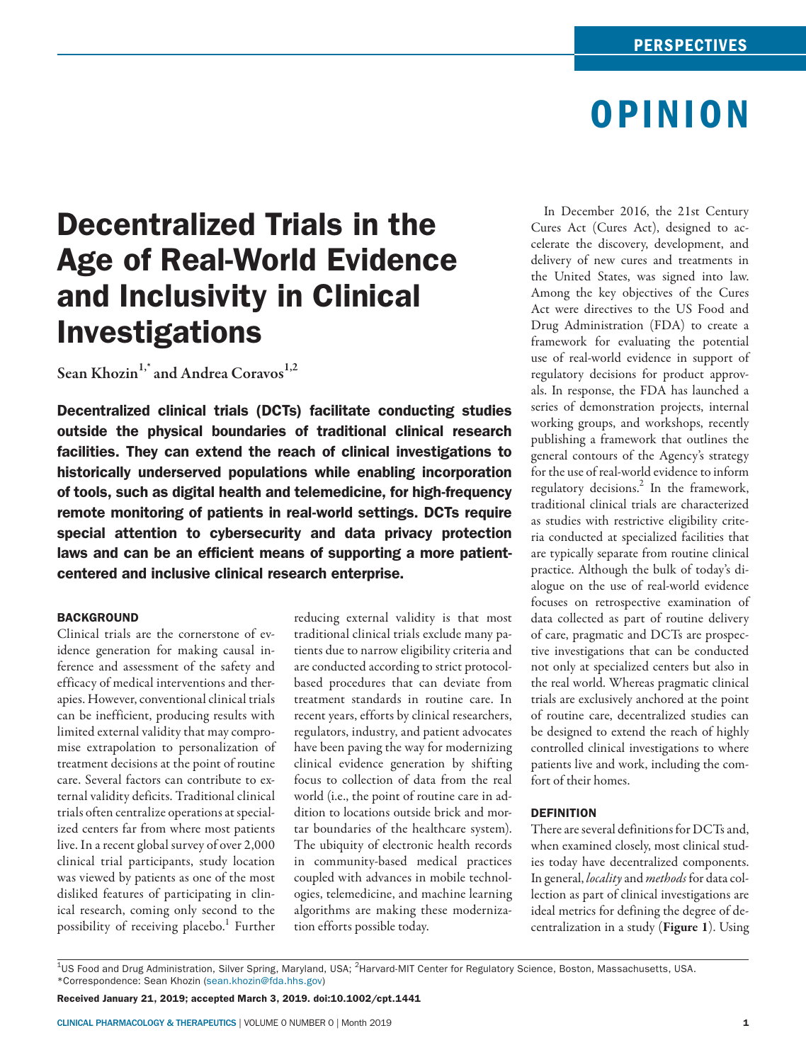PERSPECTIVES

OPINION

# Decentralized Trials in the Age of Real-World Evidence and Inclusivity in Clinical Investigations

Sean Khozin[1,*] and Andrea Coravos[1,2]

**Decentralized clinical trials (DCTs) facilitate conducting studies outside the physical boundaries of traditional clinical research facilities. They can extend the reach of clinical investigations to historically underserved populations while enabling incorporation of tools, such as digital health and telemedicine, for high-frequency remote monitoring of patients in real-world settings. DCTs require special attention to cybersecurity and data privacy protection laws and can be an efficient means of supporting a more patient-centered and inclusive clinical research enterprise.**

## BACKGROUND

Clinical trials are the cornerstone of evidence generation for making causal inference and assessment of the safety and efficacy of medical interventions and therapies. However, conventional clinical trials can be inefficient, producing results with limited external validity that may compromise extrapolation to personalization of treatment decisions at the point of routine care. Several factors can contribute to external validity deficits. Traditional clinical trials often centralize operations at specialized centers far from where most patients live. In a recent global survey of over 2,000 clinical trial participants, study location was viewed by patients as one of the most disliked features of participating in clinical research, coming only second to the possibility of receiving placebo.[1] Further reducing external validity is that most traditional clinical trials exclude many patients due to narrow eligibility criteria and are conducted according to strict protocol-based procedures that can deviate from treatment standards in routine care. In recent years, efforts by clinical researchers, regulators, industry, and patient advocates have been paving the way for modernizing clinical evidence generation by shifting focus to collection of data from the real world (i.e., the point of routine care in addition to locations outside brick and mortar boundaries of the healthcare system). The ubiquity of electronic health records in community-based medical practices coupled with advances in mobile technologies, telemedicine, and machine learning algorithms are making these modernization efforts possible today.

In December 2016, the 21st Century Cures Act (Cures Act), designed to accelerate the discovery, development, and delivery of new cures and treatments in the United States, was signed into law. Among the key objectives of the Cures Act were directives to the US Food and Drug Administration (FDA) to create a framework for evaluating the potential use of real-world evidence in support of regulatory decisions for product approvals. In response, the FDA has launched a series of demonstration projects, internal working groups, and workshops, recently publishing a framework that outlines the general contours of the Agency's strategy for the use of real-world evidence to inform regulatory decisions.[2] In the framework, traditional clinical trials are characterized as studies with restrictive eligibility criteria conducted at specialized facilities that are typically separate from routine clinical practice. Although the bulk of today's dialogue on the use of real-world evidence focuses on retrospective examination of data collected as part of routine delivery of care, pragmatic and DCTs are prospective investigations that can be conducted not only at specialized centers but also in the real world. Whereas pragmatic clinical trials are exclusively anchored at the point of routine care, decentralized studies can be designed to extend the reach of highly controlled clinical investigations to where patients live and work, including the comfort of their homes.

## DEFINITION

There are several definitions for DCTs and, when examined closely, most clinical studies today have decentralized components. In general, *locality* and *methods* for data collection as part of clinical investigations are ideal metrics for defining the degree of decentralization in a study (**Figure 1**). Using

[1]US Food and Drug Administration, Silver Spring, Maryland, USA; [2]Harvard-MIT Center for Regulatory Science, Boston, Massachusetts, USA. *Correspondence: Sean Khozin (sean.khozin@fda.hhs.gov)

**Received January 21, 2019; accepted March 3, 2019. doi:10.1002/cpt.1441**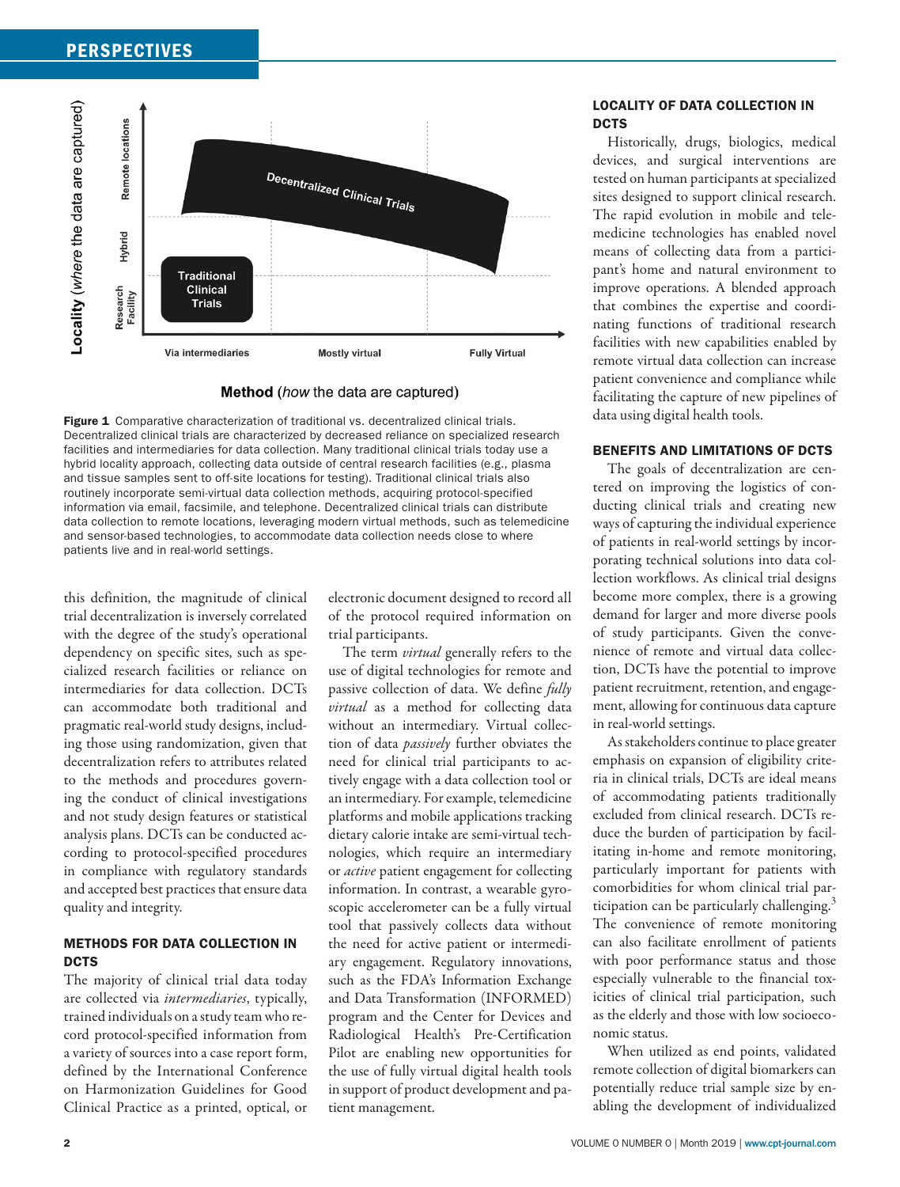Figure 1 Comparative characterization of traditional vs. decentralized clinical trials. Decentralized clinical trials are characterized by decreased reliance on specialized research facilities and intermediaries for data collection. Many traditional clinical trials today use a hybrid locality approach, collecting data outside of central research facilities (e.g., plasma and tissue samples sent to off-site locations for testing). Traditional clinical trials also routinely incorporate semi-virtual data collection methods, acquiring protocol-specified information via email, facsimile, and telephone. Decentralized clinical trials can distribute data collection to remote locations, leveraging modern virtual methods, such as telemedicine and sensor-based technologies, to accommodate data collection needs close to where patients live and in real-world settings.

this definition, the magnitude of clinical trial decentralization is inversely correlated with the degree of the study's operational dependency on specific sites, such as specialized research facilities or reliance on intermediaries for data collection. DCTs can accommodate both traditional and pragmatic real-world study designs, including those using randomization, given that decentralization refers to attributes related to the methods and procedures governing the conduct of clinical investigations and not study design features or statistical analysis plans. DCTs can be conducted according to protocol-specified procedures in compliance with regulatory standards and accepted best practices that ensure data quality and integrity.

## METHODS FOR DATA COLLECTION IN DCTS

The majority of clinical trial data today are collected via *intermediaries*, typically, trained individuals on a study team who record protocol-specified information from a variety of sources into a case report form, defined by the International Conference on Harmonization Guidelines for Good Clinical Practice as a printed, optical, or electronic document designed to record all of the protocol required information on trial participants.

The term *virtual* generally refers to the use of digital technologies for remote and passive collection of data. We define *fully virtual* as a method for collecting data without an intermediary. Virtual collection of data *passively* further obviates the need for clinical trial participants to actively engage with a data collection tool or an intermediary. For example, telemedicine platforms and mobile applications tracking dietary calorie intake are semi-virtual technologies, which require an intermediary or *active* patient engagement for collecting information. In contrast, a wearable gyroscopic accelerometer can be a fully virtual tool that passively collects data without the need for active patient or intermediary engagement. Regulatory innovations, such as the FDA's Information Exchange and Data Transformation (INFORMED) program and the Center for Devices and Radiological Health's Pre-Certification Pilot are enabling new opportunities for the use of fully virtual digital health tools in support of product development and patient management.

## LOCALITY OF DATA COLLECTION IN DCTS

Historically, drugs, biologics, medical devices, and surgical interventions are tested on human participants at specialized sites designed to support clinical research. The rapid evolution in mobile and telemedicine technologies has enabled novel means of collecting data from a participant's home and natural environment to improve operations. A blended approach that combines the expertise and coordinating functions of traditional research facilities with new capabilities enabled by remote virtual data collection can increase patient convenience and compliance while facilitating the capture of new pipelines of data using digital health tools.

## BENEFITS AND LIMITATIONS OF DCTS

The goals of decentralization are centered on improving the logistics of conducting clinical trials and creating new ways of capturing the individual experience of patients in real-world settings by incorporating technical solutions into data collection workflows. As clinical trial designs become more complex, there is a growing demand for larger and more diverse pools of study participants. Given the convenience of remote and virtual data collection, DCTs have the potential to improve patient recruitment, retention, and engagement, allowing for continuous data capture in real-world settings.

As stakeholders continue to place greater emphasis on expansion of eligibility criteria in clinical trials, DCTs are ideal means of accommodating patients traditionally excluded from clinical research. DCTs reduce the burden of participation by facilitating in-home and remote monitoring, particularly important for patients with comorbidities for whom clinical trial participation can be particularly challenging.[3] The convenience of remote monitoring can also facilitate enrollment of patients with poor performance status and those especially vulnerable to the financial toxicities of clinical trial participation, such as the elderly and those with low socioeconomic status.

When utilized as end points, validated remote collection of digital biomarkers can potentially reduce trial sample size by enabling the development of individualized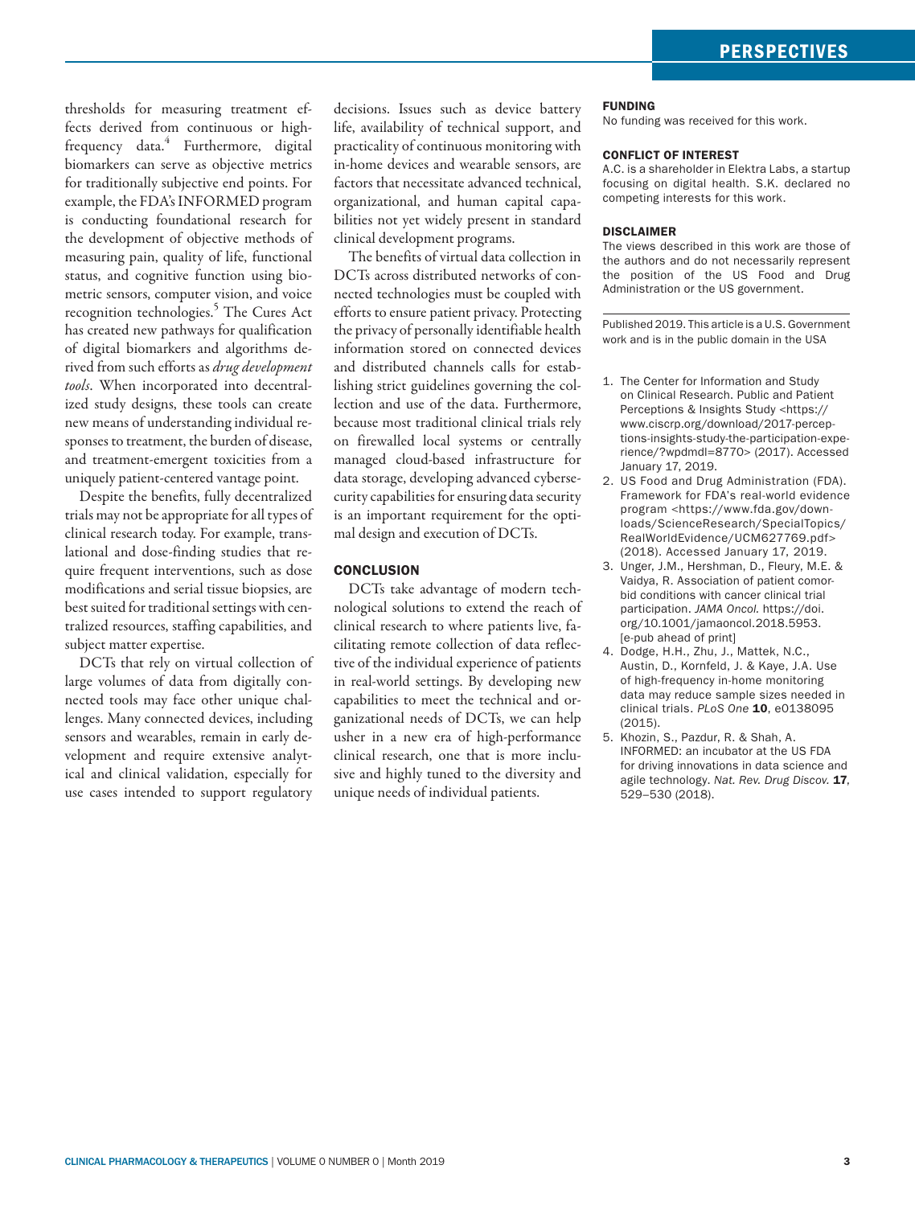thresholds for measuring treatment effects derived from continuous or high-frequency data.[4] Furthermore, digital biomarkers can serve as objective metrics for traditionally subjective end points. For example, the FDA's INFORMED program is conducting foundational research for the development of objective methods of measuring pain, quality of life, functional status, and cognitive function using biometric sensors, computer vision, and voice recognition technologies.[5] The Cures Act has created new pathways for qualification of digital biomarkers and algorithms derived from such efforts as *drug development tools*. When incorporated into decentralized study designs, these tools can create new means of understanding individual responses to treatment, the burden of disease, and treatment-emergent toxicities from a uniquely patient-centered vantage point.

Despite the benefits, fully decentralized trials may not be appropriate for all types of clinical research today. For example, translational and dose-finding studies that require frequent interventions, such as dose modifications and serial tissue biopsies, are best suited for traditional settings with centralized resources, staffing capabilities, and subject matter expertise.

DCTs that rely on virtual collection of large volumes of data from digitally connected tools may face other unique challenges. Many connected devices, including sensors and wearables, remain in early development and require extensive analytical and clinical validation, especially for use cases intended to support regulatory decisions. Issues such as device battery life, availability of technical support, and practicality of continuous monitoring with in-home devices and wearable sensors, are factors that necessitate advanced technical, organizational, and human capital capabilities not yet widely present in standard clinical development programs.

The benefits of virtual data collection in DCTs across distributed networks of connected technologies must be coupled with efforts to ensure patient privacy. Protecting the privacy of personally identifiable health information stored on connected devices and distributed channels calls for establishing strict guidelines governing the collection and use of the data. Furthermore, because most traditional clinical trials rely on firewalled local systems or centrally managed cloud-based infrastructure for data storage, developing advanced cybersecurity capabilities for ensuring data security is an important requirement for the optimal design and execution of DCTs.

## CONCLUSION

DCTs take advantage of modern technological solutions to extend the reach of clinical research to where patients live, facilitating remote collection of data reflective of the individual experience of patients in real-world settings. By developing new capabilities to meet the technical and organizational needs of DCTs, we can help usher in a new era of high-performance clinical research, one that is more inclusive and highly tuned to the diversity and unique needs of individual patients.

## FUNDING

No funding was received for this work.

## CONFLICT OF INTEREST

A.C. is a shareholder in Elektra Labs, a startup focusing on digital health. S.K. declared no competing interests for this work.

## DISCLAIMER

The views described in this work are those of the authors and do not necessarily represent the position of the US Food and Drug Administration or the US government.

Published 2019. This article is a U.S. Government work and is in the public domain in the USA

1. The Center for Information and Study on Clinical Research. Public and Patient Perceptions & Insights Study <https://www.ciscrp.org/download/2017-perceptions-insights-study-the-participation-experience/?wpdmdl=8770> (2017). Accessed January 17, 2019.
2. US Food and Drug Administration (FDA). Framework for FDA's real-world evidence program <https://www.fda.gov/downloads/ScienceResearch/SpecialTopics/RealWorldEvidence/UCM627769.pdf> (2018). Accessed January 17, 2019.
3. Unger, J.M., Hershman, D., Fleury, M.E. & Vaidya, R. Association of patient comorbid conditions with cancer clinical trial participation. *JAMA Oncol.* https://doi.org/10.1001/jamaoncol.2018.5953. [e-pub ahead of print]
4. Dodge, H.H., Zhu, J., Mattek, N.C., Austin, D., Kornfeld, J. & Kaye, J.A. Use of high-frequency in-home monitoring data may reduce sample sizes needed in clinical trials. *PLoS One* **10**, e0138095 (2015).
5. Khozin, S., Pazdur, R. & Shah, A. INFORMED: an incubator at the US FDA for driving innovations in data science and agile technology. *Nat. Rev. Drug Discov.* **17**, 529–530 (2018).